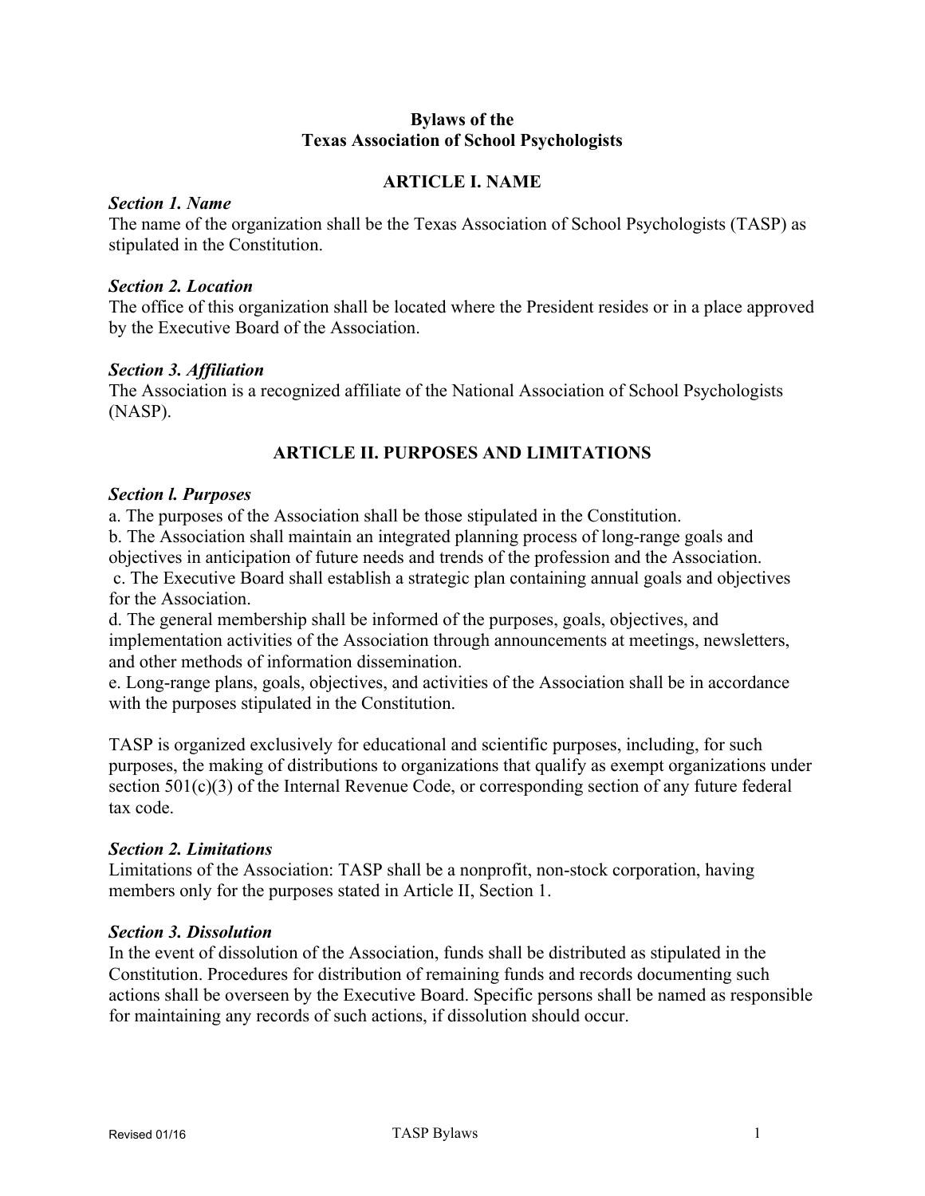**Bylaws of the**
**Texas Association of School Psychologists**

## ARTICLE I. NAME

***Section 1. Name***
The name of the organization shall be the Texas Association of School Psychologists (TASP) as stipulated in the Constitution.

***Section 2. Location***
The office of this organization shall be located where the President resides or in a place approved by the Executive Board of the Association.

***Section 3. Affiliation***
The Association is a recognized affiliate of the National Association of School Psychologists (NASP).

## ARTICLE II. PURPOSES AND LIMITATIONS

***Section l. Purposes***
a. The purposes of the Association shall be those stipulated in the Constitution.
b. The Association shall maintain an integrated planning process of long-range goals and objectives in anticipation of future needs and trends of the profession and the Association.
c. The Executive Board shall establish a strategic plan containing annual goals and objectives for the Association.
d. The general membership shall be informed of the purposes, goals, objectives, and implementation activities of the Association through announcements at meetings, newsletters, and other methods of information dissemination.
e. Long-range plans, goals, objectives, and activities of the Association shall be in accordance with the purposes stipulated in the Constitution.

TASP is organized exclusively for educational and scientific purposes, including, for such purposes, the making of distributions to organizations that qualify as exempt organizations under section 501(c)(3) of the Internal Revenue Code, or corresponding section of any future federal tax code.

***Section 2. Limitations***
Limitations of the Association: TASP shall be a nonprofit, non-stock corporation, having members only for the purposes stated in Article II, Section 1.

***Section 3. Dissolution***
In the event of dissolution of the Association, funds shall be distributed as stipulated in the Constitution. Procedures for distribution of remaining funds and records documenting such actions shall be overseen by the Executive Board. Specific persons shall be named as responsible for maintaining any records of such actions, if dissolution should occur.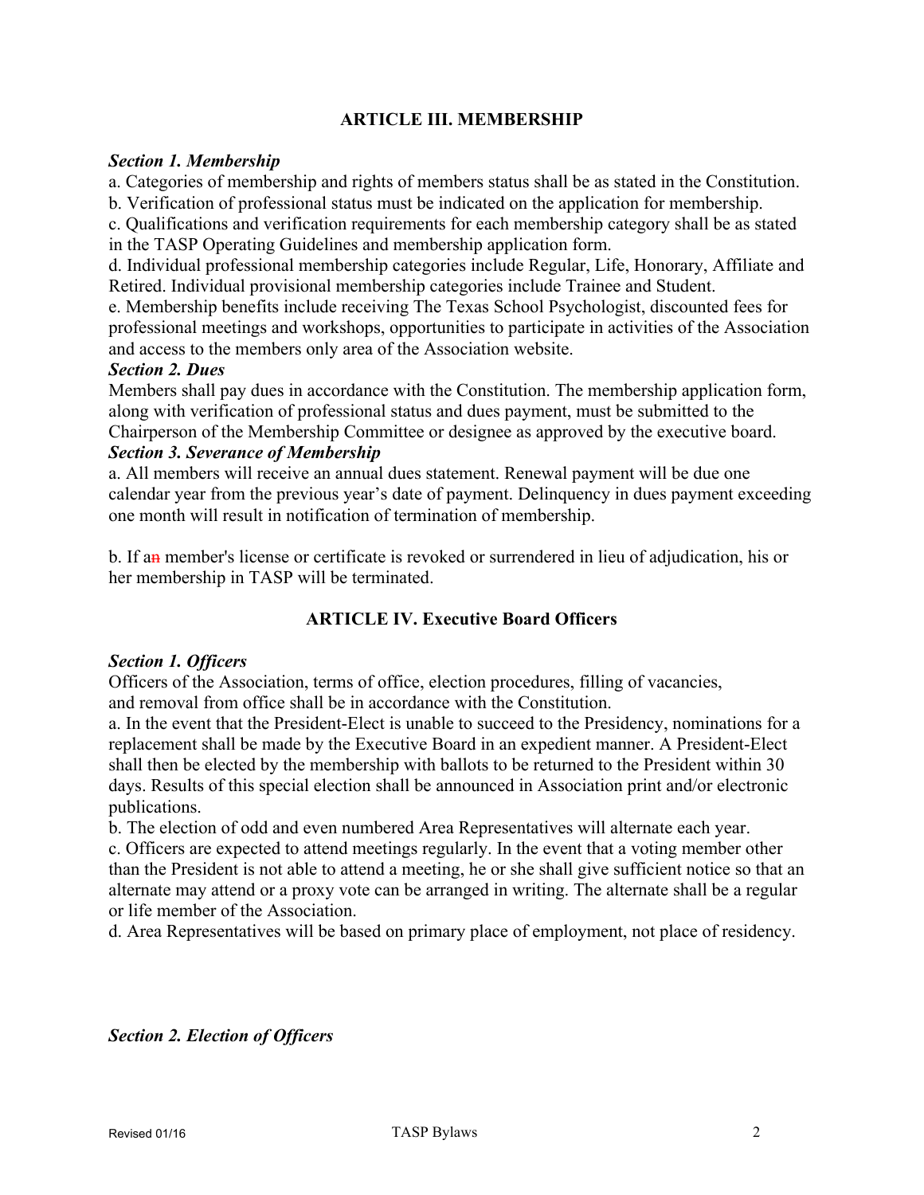## ARTICLE III. MEMBERSHIP

***Section 1. Membership***

a. Categories of membership and rights of members status shall be as stated in the Constitution.

b. Verification of professional status must be indicated on the application for membership.

c. Qualifications and verification requirements for each membership category shall be as stated in the TASP Operating Guidelines and membership application form.

d. Individual professional membership categories include Regular, Life, Honorary, Affiliate and Retired. Individual provisional membership categories include Trainee and Student.

e. Membership benefits include receiving The Texas School Psychologist, discounted fees for professional meetings and workshops, opportunities to participate in activities of the Association and access to the members only area of the Association website.

***Section 2. Dues***

Members shall pay dues in accordance with the Constitution. The membership application form, along with verification of professional status and dues payment, must be submitted to the Chairperson of the Membership Committee or designee as approved by the executive board.

***Section 3. Severance of Membership***

a. All members will receive an annual dues statement. Renewal payment will be due one calendar year from the previous year's date of payment. Delinquency in dues payment exceeding one month will result in notification of termination of membership.

b. If a~~n~~ member's license or certificate is revoked or surrendered in lieu of adjudication, his or her membership in TASP will be terminated.

## ARTICLE IV. Executive Board Officers

***Section 1. Officers***

Officers of the Association, terms of office, election procedures, filling of vacancies, and removal from office shall be in accordance with the Constitution.

a. In the event that the President-Elect is unable to succeed to the Presidency, nominations for a replacement shall be made by the Executive Board in an expedient manner. A President-Elect shall then be elected by the membership with ballots to be returned to the President within 30 days. Results of this special election shall be announced in Association print and/or electronic publications.

b. The election of odd and even numbered Area Representatives will alternate each year.

c. Officers are expected to attend meetings regularly. In the event that a voting member other than the President is not able to attend a meeting, he or she shall give sufficient notice so that an alternate may attend or a proxy vote can be arranged in writing. The alternate shall be a regular or life member of the Association.

d. Area Representatives will be based on primary place of employment, not place of residency.

***Section 2. Election of Officers***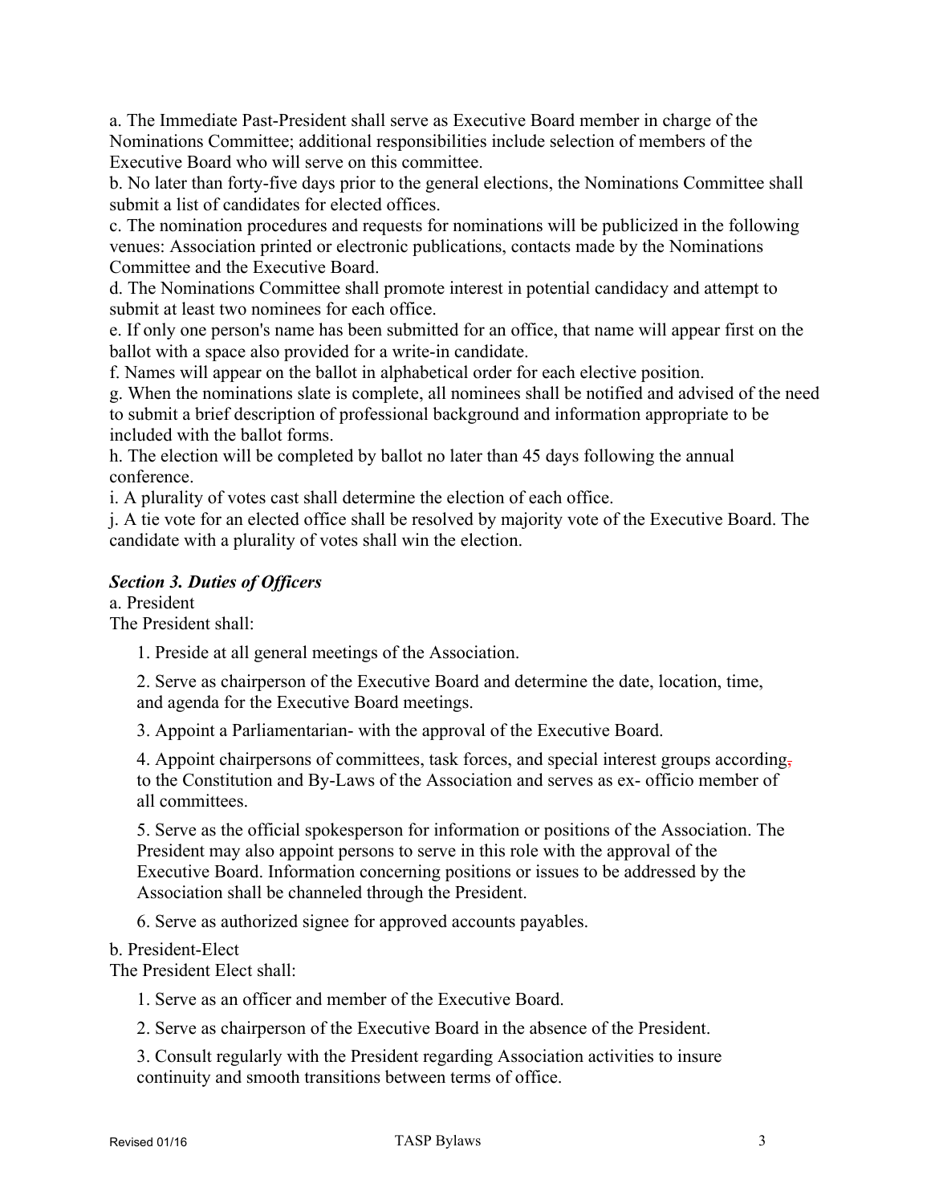a. The Immediate Past-President shall serve as Executive Board member in charge of the Nominations Committee; additional responsibilities include selection of members of the Executive Board who will serve on this committee.
b. No later than forty-five days prior to the general elections, the Nominations Committee shall submit a list of candidates for elected offices.
c. The nomination procedures and requests for nominations will be publicized in the following venues: Association printed or electronic publications, contacts made by the Nominations Committee and the Executive Board.
d. The Nominations Committee shall promote interest in potential candidacy and attempt to submit at least two nominees for each office.
e. If only one person's name has been submitted for an office, that name will appear first on the ballot with a space also provided for a write-in candidate.
f. Names will appear on the ballot in alphabetical order for each elective position.
g. When the nominations slate is complete, all nominees shall be notified and advised of the need to submit a brief description of professional background and information appropriate to be included with the ballot forms.
h. The election will be completed by ballot no later than 45 days following the annual conference.
i. A plurality of votes cast shall determine the election of each office.
j. A tie vote for an elected office shall be resolved by majority vote of the Executive Board. The candidate with a plurality of votes shall win the election.

***Section 3. Duties of Officers***

a. President
The President shall:

1. Preside at all general meetings of the Association.
2. Serve as chairperson of the Executive Board and determine the date, location, time, and agenda for the Executive Board meetings.
3. Appoint a Parliamentarian- with the approval of the Executive Board.
4. Appoint chairpersons of committees, task forces, and special interest groups according, to the Constitution and By-Laws of the Association and serves as ex- officio member of all committees.
5. Serve as the official spokesperson for information or positions of the Association. The President may also appoint persons to serve in this role with the approval of the Executive Board. Information concerning positions or issues to be addressed by the Association shall be channeled through the President.
6. Serve as authorized signee for approved accounts payables.

b. President-Elect
The President Elect shall:

1. Serve as an officer and member of the Executive Board.
2. Serve as chairperson of the Executive Board in the absence of the President.
3. Consult regularly with the President regarding Association activities to insure continuity and smooth transitions between terms of office.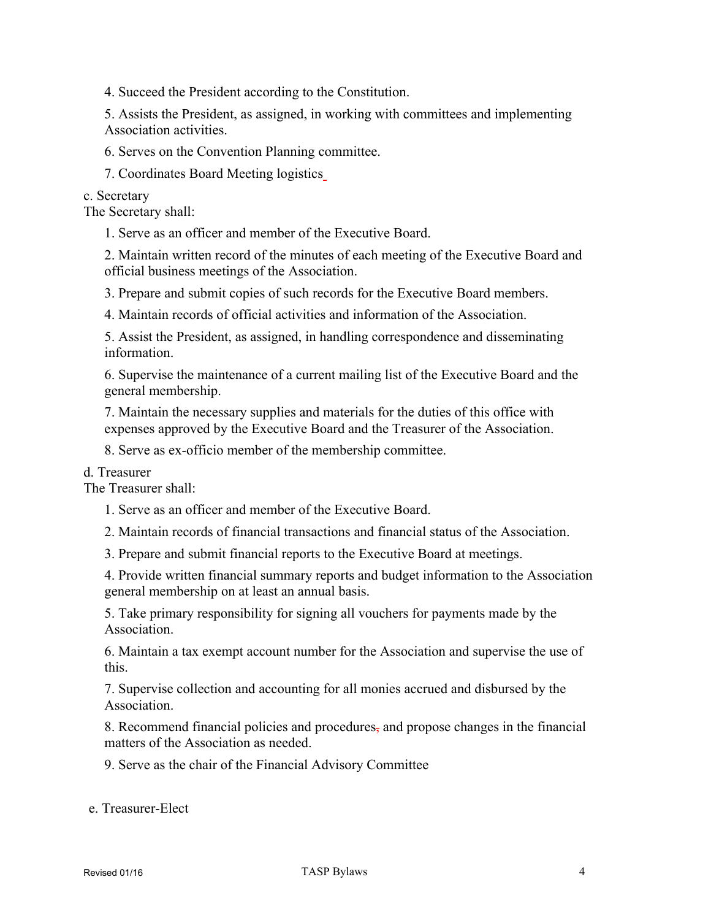4. Succeed the President according to the Constitution.

5. Assists the President, as assigned, in working with committees and implementing Association activities.

6. Serves on the Convention Planning committee.

7. Coordinates Board Meeting logistics

c. Secretary
The Secretary shall:

1. Serve as an officer and member of the Executive Board.

2. Maintain written record of the minutes of each meeting of the Executive Board and official business meetings of the Association.

3. Prepare and submit copies of such records for the Executive Board members.

4. Maintain records of official activities and information of the Association.

5. Assist the President, as assigned, in handling correspondence and disseminating information.

6. Supervise the maintenance of a current mailing list of the Executive Board and the general membership.

7. Maintain the necessary supplies and materials for the duties of this office with expenses approved by the Executive Board and the Treasurer of the Association.

8. Serve as ex-officio member of the membership committee.

d. Treasurer
The Treasurer shall:

1. Serve as an officer and member of the Executive Board.

2. Maintain records of financial transactions and financial status of the Association.

3. Prepare and submit financial reports to the Executive Board at meetings.

4. Provide written financial summary reports and budget information to the Association general membership on at least an annual basis.

5. Take primary responsibility for signing all vouchers for payments made by the Association.

6. Maintain a tax exempt account number for the Association and supervise the use of this.

7. Supervise collection and accounting for all monies accrued and disbursed by the Association.

8. Recommend financial policies and procedures, and propose changes in the financial matters of the Association as needed.

9. Serve as the chair of the Financial Advisory Committee

e. Treasurer-Elect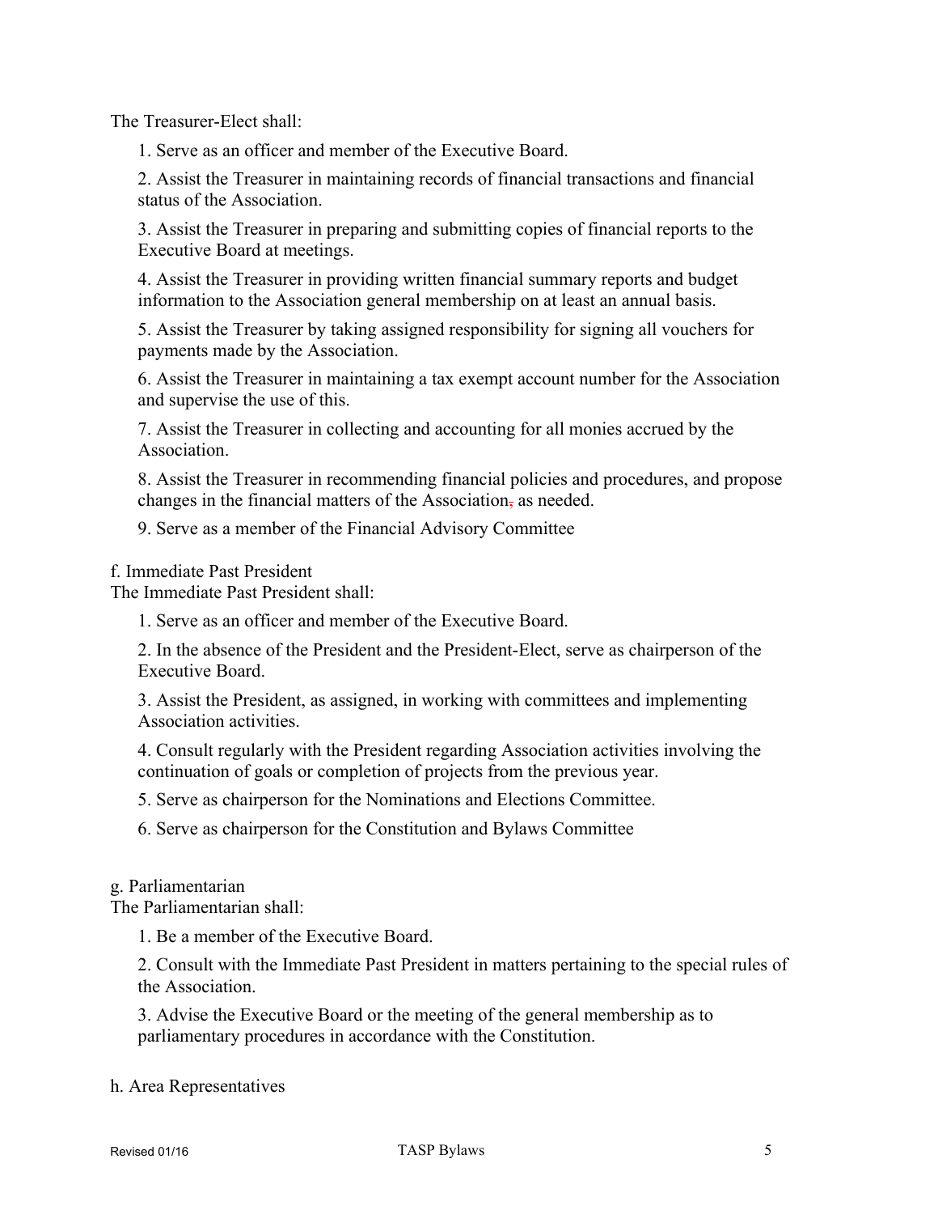The Treasurer-Elect shall:

1. Serve as an officer and member of the Executive Board.

2. Assist the Treasurer in maintaining records of financial transactions and financial status of the Association.

3. Assist the Treasurer in preparing and submitting copies of financial reports to the Executive Board at meetings.

4. Assist the Treasurer in providing written financial summary reports and budget information to the Association general membership on at least an annual basis.

5. Assist the Treasurer by taking assigned responsibility for signing all vouchers for payments made by the Association.

6. Assist the Treasurer in maintaining a tax exempt account number for the Association and supervise the use of this.

7. Assist the Treasurer in collecting and accounting for all monies accrued by the Association.

8. Assist the Treasurer in recommending financial policies and procedures, and propose changes in the financial matters of the Association~~,~~ as needed.

9. Serve as a member of the Financial Advisory Committee

f. Immediate Past President

The Immediate Past President shall:

1. Serve as an officer and member of the Executive Board.

2. In the absence of the President and the President-Elect, serve as chairperson of the Executive Board.

3. Assist the President, as assigned, in working with committees and implementing Association activities.

4. Consult regularly with the President regarding Association activities involving the continuation of goals or completion of projects from the previous year.

5. Serve as chairperson for the Nominations and Elections Committee.

6. Serve as chairperson for the Constitution and Bylaws Committee

g. Parliamentarian

The Parliamentarian shall:

1. Be a member of the Executive Board.

2. Consult with the Immediate Past President in matters pertaining to the special rules of the Association.

3. Advise the Executive Board or the meeting of the general membership as to parliamentary procedures in accordance with the Constitution.

h. Area Representatives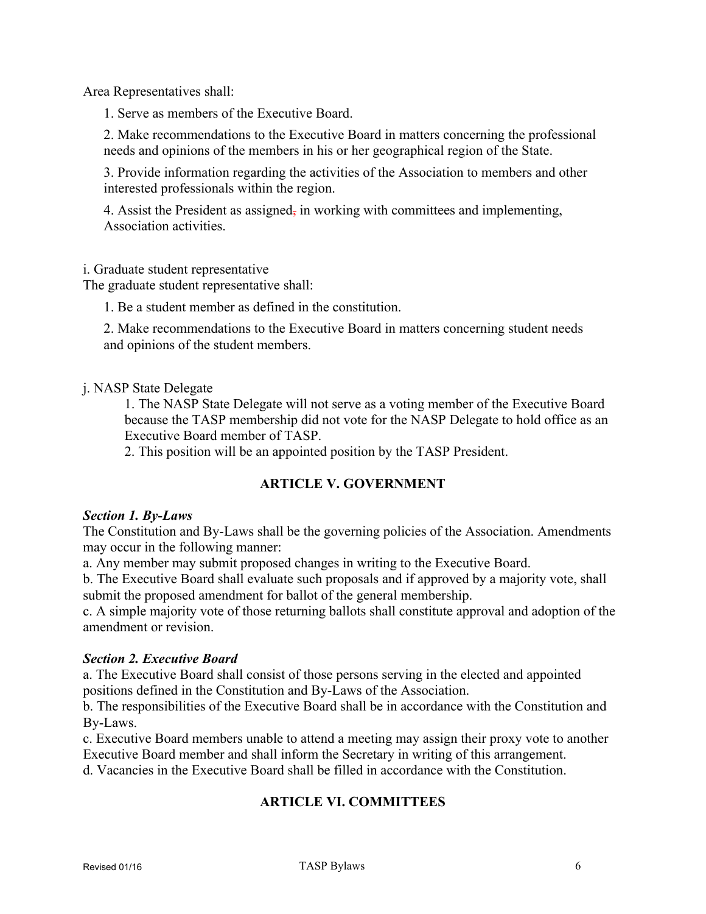Area Representatives shall:

1. Serve as members of the Executive Board.

2. Make recommendations to the Executive Board in matters concerning the professional needs and opinions of the members in his or her geographical region of the State.

3. Provide information regarding the activities of the Association to members and other interested professionals within the region.

4. Assist the President as assigned, in working with committees and implementing, Association activities.

i. Graduate student representative
The graduate student representative shall:

1. Be a student member as defined in the constitution.

2. Make recommendations to the Executive Board in matters concerning student needs and opinions of the student members.

j. NASP State Delegate

1. The NASP State Delegate will not serve as a voting member of the Executive Board because the TASP membership did not vote for the NASP Delegate to hold office as an Executive Board member of TASP.
2. This position will be an appointed position by the TASP President.

## ARTICLE V. GOVERNMENT

### *Section 1. By-Laws*

The Constitution and By-Laws shall be the governing policies of the Association. Amendments may occur in the following manner:

a. Any member may submit proposed changes in writing to the Executive Board.
b. The Executive Board shall evaluate such proposals and if approved by a majority vote, shall submit the proposed amendment for ballot of the general membership.
c. A simple majority vote of those returning ballots shall constitute approval and adoption of the amendment or revision.

### *Section 2. Executive Board*

a. The Executive Board shall consist of those persons serving in the elected and appointed positions defined in the Constitution and By-Laws of the Association.
b. The responsibilities of the Executive Board shall be in accordance with the Constitution and By-Laws.
c. Executive Board members unable to attend a meeting may assign their proxy vote to another Executive Board member and shall inform the Secretary in writing of this arrangement.
d. Vacancies in the Executive Board shall be filled in accordance with the Constitution.

## ARTICLE VI. COMMITTEES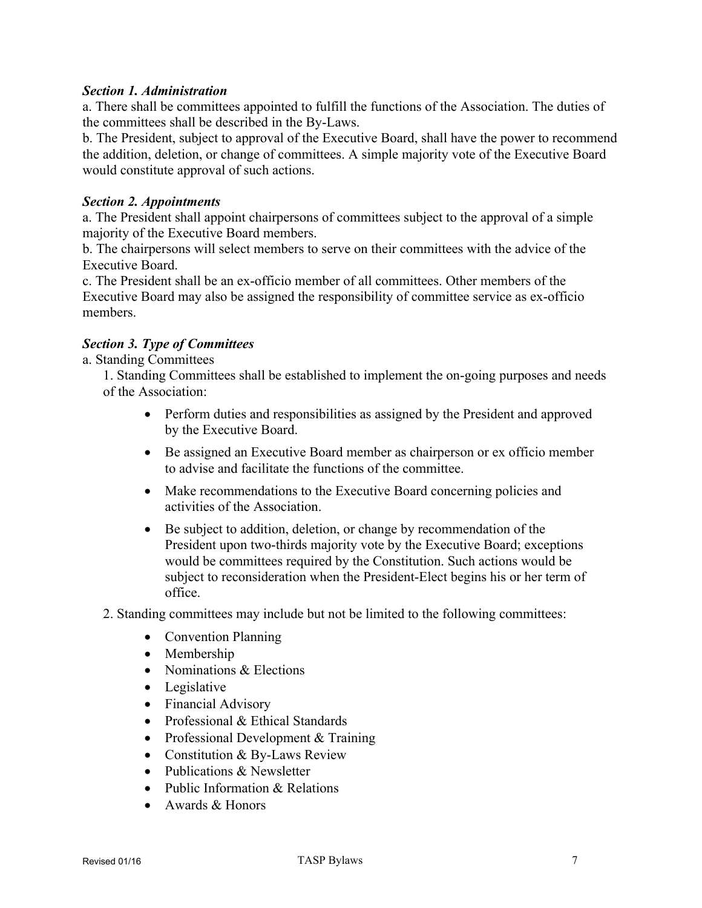***Section 1. Administration***

a. There shall be committees appointed to fulfill the functions of the Association. The duties of the committees shall be described in the By-Laws.

b. The President, subject to approval of the Executive Board, shall have the power to recommend the addition, deletion, or change of committees. A simple majority vote of the Executive Board would constitute approval of such actions.

***Section 2. Appointments***

a. The President shall appoint chairpersons of committees subject to the approval of a simple majority of the Executive Board members.

b. The chairpersons will select members to serve on their committees with the advice of the Executive Board.

c. The President shall be an ex-officio member of all committees. Other members of the Executive Board may also be assigned the responsibility of committee service as ex-officio members.

***Section 3. Type of Committees***

a. Standing Committees

1. Standing Committees shall be established to implement the on-going purposes and needs of the Association:

- Perform duties and responsibilities as assigned by the President and approved by the Executive Board.
- Be assigned an Executive Board member as chairperson or ex officio member to advise and facilitate the functions of the committee.
- Make recommendations to the Executive Board concerning policies and activities of the Association.
- Be subject to addition, deletion, or change by recommendation of the President upon two-thirds majority vote by the Executive Board; exceptions would be committees required by the Constitution. Such actions would be subject to reconsideration when the President-Elect begins his or her term of office.

2. Standing committees may include but not be limited to the following committees:

- Convention Planning
- Membership
- Nominations & Elections
- Legislative
- Financial Advisory
- Professional & Ethical Standards
- Professional Development & Training
- Constitution & By-Laws Review
- Publications & Newsletter
- Public Information & Relations
- Awards & Honors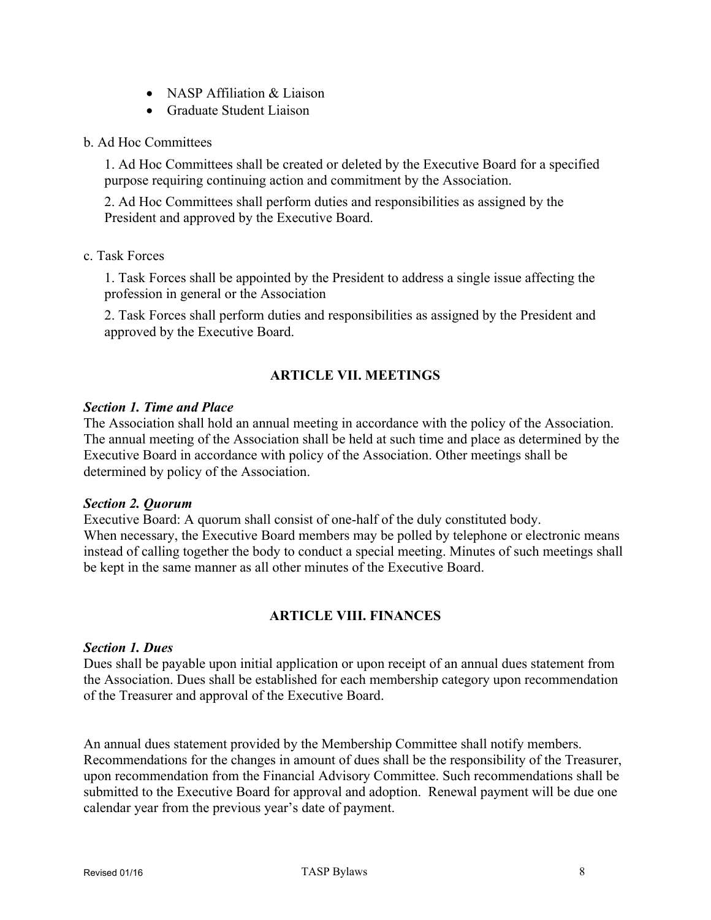- NASP Affiliation & Liaison
- Graduate Student Liaison

b. Ad Hoc Committees

1. Ad Hoc Committees shall be created or deleted by the Executive Board for a specified purpose requiring continuing action and commitment by the Association.

2. Ad Hoc Committees shall perform duties and responsibilities as assigned by the President and approved by the Executive Board.

c. Task Forces

1. Task Forces shall be appointed by the President to address a single issue affecting the profession in general or the Association

2. Task Forces shall perform duties and responsibilities as assigned by the President and approved by the Executive Board.

## ARTICLE VII. MEETINGS

***Section 1. Time and Place***

The Association shall hold an annual meeting in accordance with the policy of the Association. The annual meeting of the Association shall be held at such time and place as determined by the Executive Board in accordance with policy of the Association. Other meetings shall be determined by policy of the Association.

***Section 2. Quorum***

Executive Board: A quorum shall consist of one-half of the duly constituted body.
When necessary, the Executive Board members may be polled by telephone or electronic means instead of calling together the body to conduct a special meeting. Minutes of such meetings shall be kept in the same manner as all other minutes of the Executive Board.

## ARTICLE VIII. FINANCES

***Section 1. Dues***

Dues shall be payable upon initial application or upon receipt of an annual dues statement from the Association. Dues shall be established for each membership category upon recommendation of the Treasurer and approval of the Executive Board.

An annual dues statement provided by the Membership Committee shall notify members. Recommendations for the changes in amount of dues shall be the responsibility of the Treasurer, upon recommendation from the Financial Advisory Committee. Such recommendations shall be submitted to the Executive Board for approval and adoption. Renewal payment will be due one calendar year from the previous year's date of payment.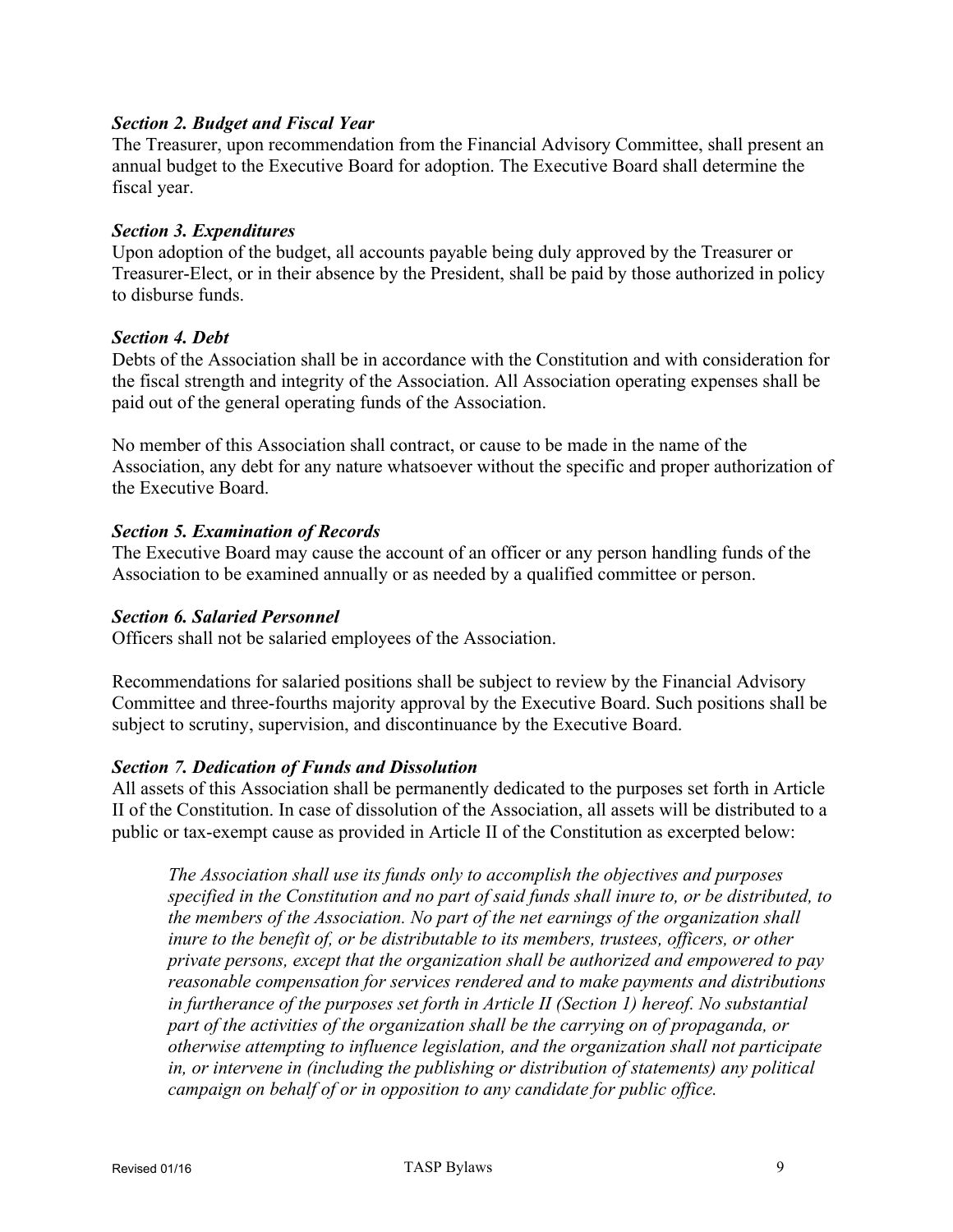***Section 2. Budget and Fiscal Year***

The Treasurer, upon recommendation from the Financial Advisory Committee, shall present an annual budget to the Executive Board for adoption. The Executive Board shall determine the fiscal year.

***Section 3. Expenditures***

Upon adoption of the budget, all accounts payable being duly approved by the Treasurer or Treasurer-Elect, or in their absence by the President, shall be paid by those authorized in policy to disburse funds.

***Section 4. Debt***

Debts of the Association shall be in accordance with the Constitution and with consideration for the fiscal strength and integrity of the Association. All Association operating expenses shall be paid out of the general operating funds of the Association.

No member of this Association shall contract, or cause to be made in the name of the Association, any debt for any nature whatsoever without the specific and proper authorization of the Executive Board.

***Section 5. Examination of Records***

The Executive Board may cause the account of an officer or any person handling funds of the Association to be examined annually or as needed by a qualified committee or person.

***Section 6. Salaried Personnel***

Officers shall not be salaried employees of the Association.

Recommendations for salaried positions shall be subject to review by the Financial Advisory Committee and three-fourths majority approval by the Executive Board. Such positions shall be subject to scrutiny, supervision, and discontinuance by the Executive Board.

***Section 7. Dedication of Funds and Dissolution***

All assets of this Association shall be permanently dedicated to the purposes set forth in Article II of the Constitution. In case of dissolution of the Association, all assets will be distributed to a public or tax-exempt cause as provided in Article II of the Constitution as excerpted below:

> *The Association shall use its funds only to accomplish the objectives and purposes specified in the Constitution and no part of said funds shall inure to, or be distributed, to the members of the Association. No part of the net earnings of the organization shall inure to the benefit of, or be distributable to its members, trustees, officers, or other private persons, except that the organization shall be authorized and empowered to pay reasonable compensation for services rendered and to make payments and distributions in furtherance of the purposes set forth in Article II (Section 1) hereof. No substantial part of the activities of the organization shall be the carrying on of propaganda, or otherwise attempting to influence legislation, and the organization shall not participate in, or intervene in (including the publishing or distribution of statements) any political campaign on behalf of or in opposition to any candidate for public office.*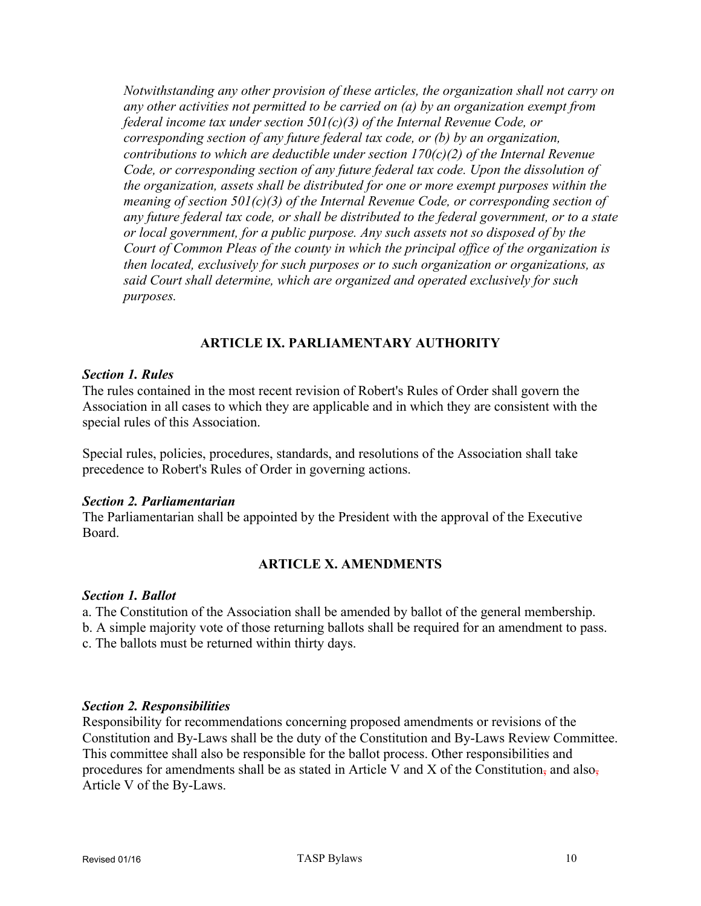*Notwithstanding any other provision of these articles, the organization shall not carry on any other activities not permitted to be carried on (a) by an organization exempt from federal income tax under section 501(c)(3) of the Internal Revenue Code, or corresponding section of any future federal tax code, or (b) by an organization, contributions to which are deductible under section 170(c)(2) of the Internal Revenue Code, or corresponding section of any future federal tax code. Upon the dissolution of the organization, assets shall be distributed for one or more exempt purposes within the meaning of section 501(c)(3) of the Internal Revenue Code, or corresponding section of any future federal tax code, or shall be distributed to the federal government, or to a state or local government, for a public purpose. Any such assets not so disposed of by the Court of Common Pleas of the county in which the principal office of the organization is then located, exclusively for such purposes or to such organization or organizations, as said Court shall determine, which are organized and operated exclusively for such purposes.*

## ARTICLE IX. PARLIAMENTARY AUTHORITY

***Section 1. Rules***

The rules contained in the most recent revision of Robert's Rules of Order shall govern the Association in all cases to which they are applicable and in which they are consistent with the special rules of this Association.

Special rules, policies, procedures, standards, and resolutions of the Association shall take precedence to Robert's Rules of Order in governing actions.

***Section 2. Parliamentarian***

The Parliamentarian shall be appointed by the President with the approval of the Executive Board.

## ARTICLE X. AMENDMENTS

***Section 1. Ballot***

a. The Constitution of the Association shall be amended by ballot of the general membership.
b. A simple majority vote of those returning ballots shall be required for an amendment to pass.
c. The ballots must be returned within thirty days.

***Section 2. Responsibilities***

Responsibility for recommendations concerning proposed amendments or revisions of the Constitution and By-Laws shall be the duty of the Constitution and By-Laws Review Committee. This committee shall also be responsible for the ballot process. Other responsibilities and procedures for amendments shall be as stated in Article V and X of the Constitution, and also, Article V of the By-Laws.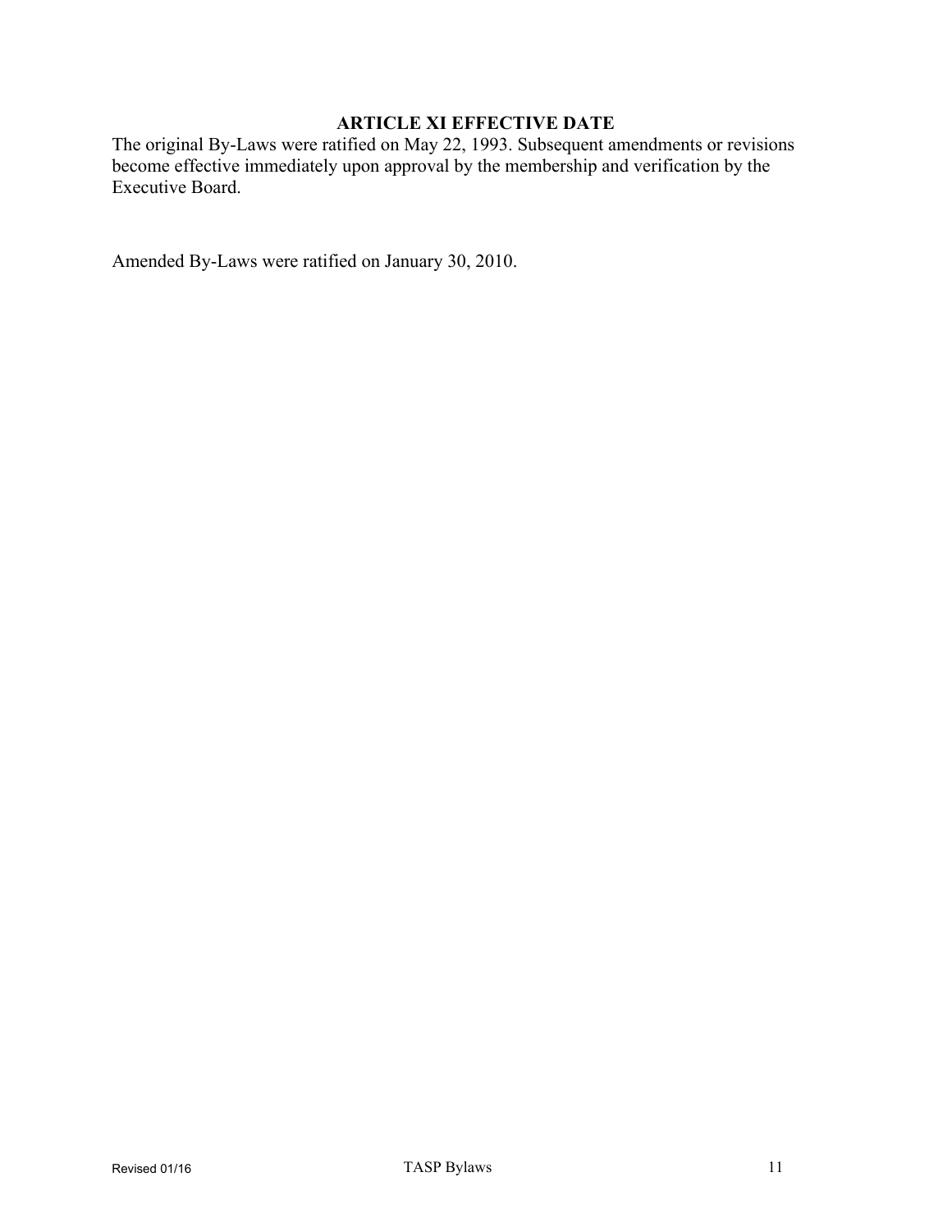## ARTICLE XI EFFECTIVE DATE

The original By-Laws were ratified on May 22, 1993. Subsequent amendments or revisions become effective immediately upon approval by the membership and verification by the Executive Board.

Amended By-Laws were ratified on January 30, 2010.